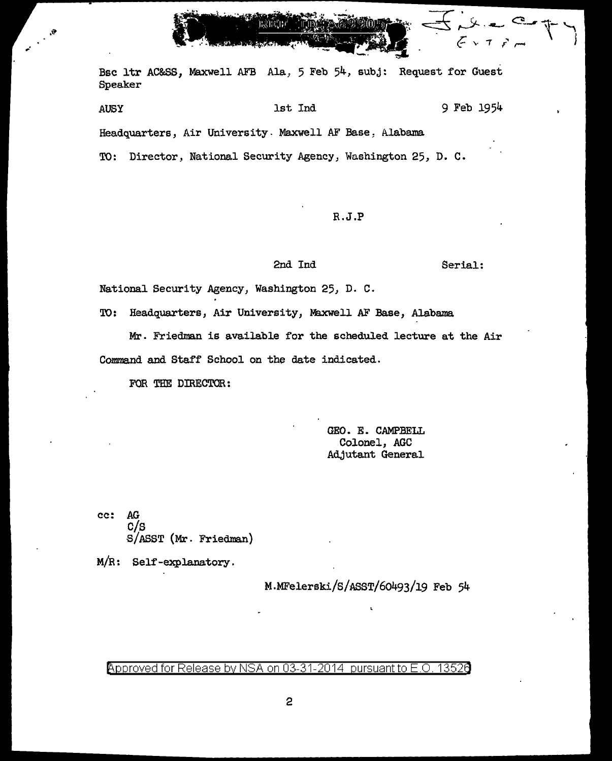Bsc ltr AC&SS, Maxwell AFB Ala, 5 Feb 54, subj: Request for Guest Speaker

AUSY 1st Ind 9 Feb 1954

Headquarters, Air University. Maxwell AF Base, Alabama

TO: Director, National Security Agency, Washington 25, D. C.

R.J.P

2nd Ind Serial:

National Security Agency, Washington 25, D. C.

TO: Headquarters, Air University, Maxwell AF Base, Alabama

Mr. Friedman is available for the scheduled lecture at the Air Command and Staff School on the date indicated.

FOR THE DIRECTOR:

GEO. E. CAMPBELL
Colonel, AGC
Adjutant General

cc: AG
C/S
S/ASST (Mr. Friedman)

M/R: Self-explanatory.

M.MFelerski/S/ASST/60493/19 Feb 54

Approved for Release by NSA on 03-31-2014 pursuant to E.O. 13526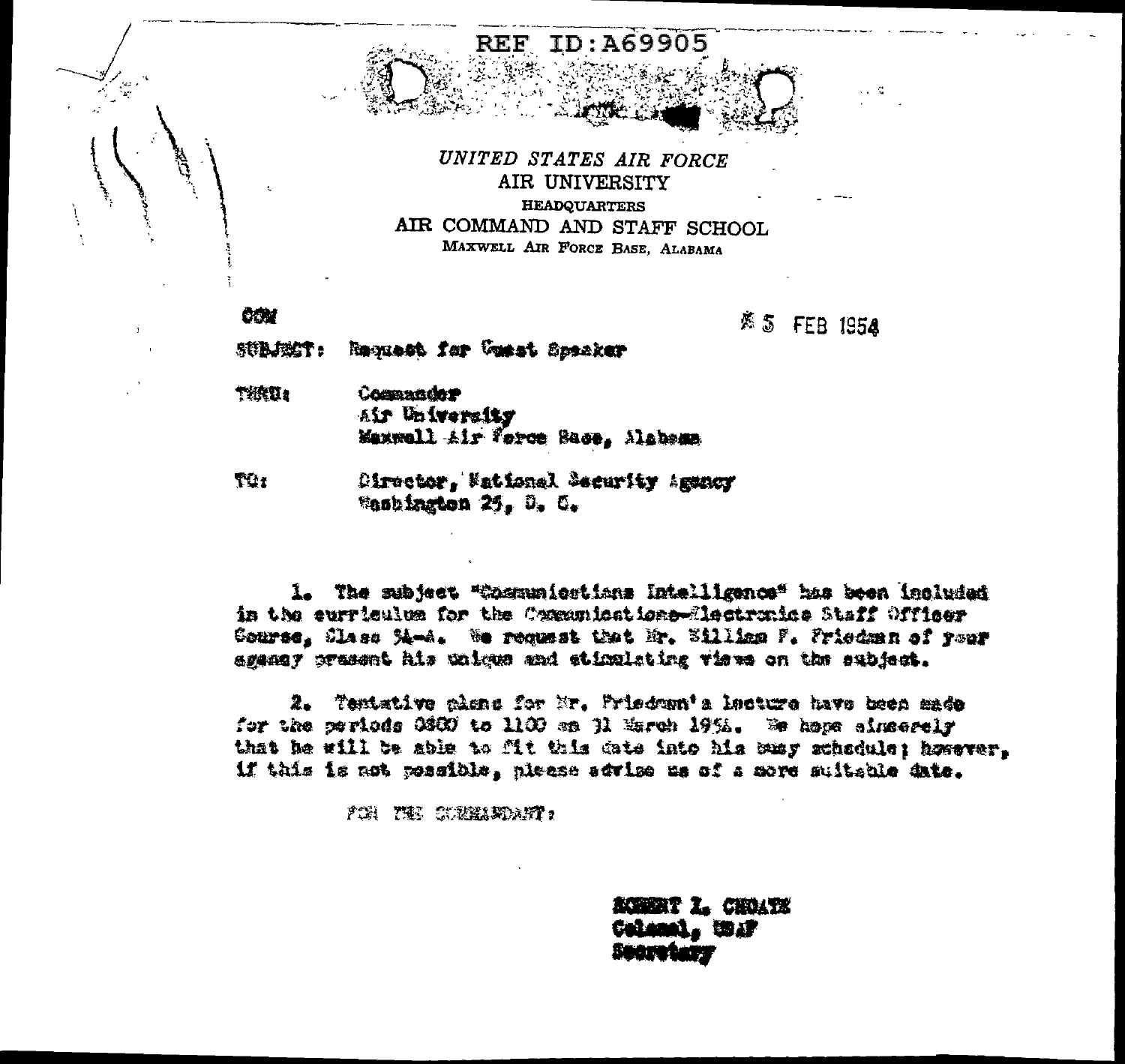REF ID:A69905

UNITED STATES AIR FORCE
AIR UNIVERSITY
HEADQUARTERS
AIR COMMAND AND STAFF SCHOOL
MAXWELL AIR FORCE BASE, ALABAMA

COM

5 FEB 1954

SUBJECT: Request for Guest Speaker

THRU: Commander
Air University
Maxwell Air Force Base, Alabama

TO: Director, National Security Agency
Washington 25, D. C.

1. The subject "Communications Intelligence" has been included in the curriculum for the Communications-Electronics Staff Officer Course, Class 54-A. We request that Mr. William F. Friedman of your agency present his unique and stimulating views on the subject.

2. Tentative plans for Mr. Friedman's lecture have been made for the periods 0800 to 1100 on 31 March 1954. We hope sincerely that he will be able to fit this date into his busy schedule; however, if this is not possible, please advise us of a more suitable date.

FOR THE COMMANDANT:

ROBERT L. CHOATE
Colonel, USAF
Secretary